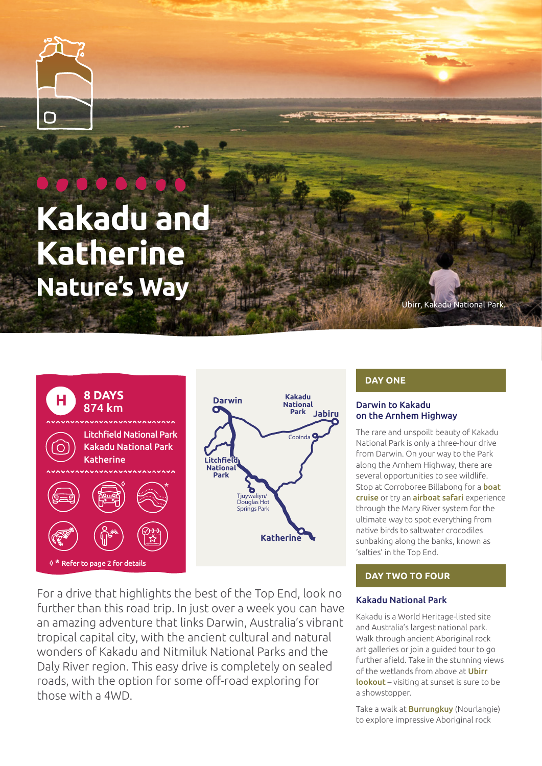# Kakadu and Katherine

## Nature's Way

Ubirr, Kakadu National Park.

**8 DAYS**
**874 km**

- Litchfield National Park
- Kakadu National Park
- Katherine

◊ * Refer to page 2 for details

Darwin · Kakadu National Park · Jabiru · Cooinda · Litchfield National Park · Tjuywaliyn/ Douglas Hot Springs Park · Katherine

For a drive that highlights the best of the Top End, look no further than this road trip. In just over a week you can have an amazing adventure that links Darwin, Australia's vibrant tropical capital city, with the ancient cultural and natural wonders of Kakadu and Nitmiluk National Parks and the Daly River region. This easy drive is completely on sealed roads, with the option for some off-road exploring for those with a 4WD.

## DAY ONE

### Darwin to Kakadu on the Arnhem Highway

The rare and unspoilt beauty of Kakadu National Park is only a three-hour drive from Darwin. On your way to the Park along the Arnhem Highway, there are several opportunities to see wildlife. Stop at Corroboree Billabong for a **boat cruise** or try an **airboat safari** experience through the Mary River system for the ultimate way to spot everything from native birds to saltwater crocodiles sunbaking along the banks, known as 'salties' in the Top End.

## DAY TWO TO FOUR

### Kakadu National Park

Kakadu is a World Heritage-listed site and Australia's largest national park. Walk through ancient Aboriginal rock art galleries or join a guided tour to go further afield. Take in the stunning views of the wetlands from above at **Ubirr lookout** – visiting at sunset is sure to be a showstopper.

Take a walk at **Burrungkuy** (Nourlangie) to explore impressive Aboriginal rock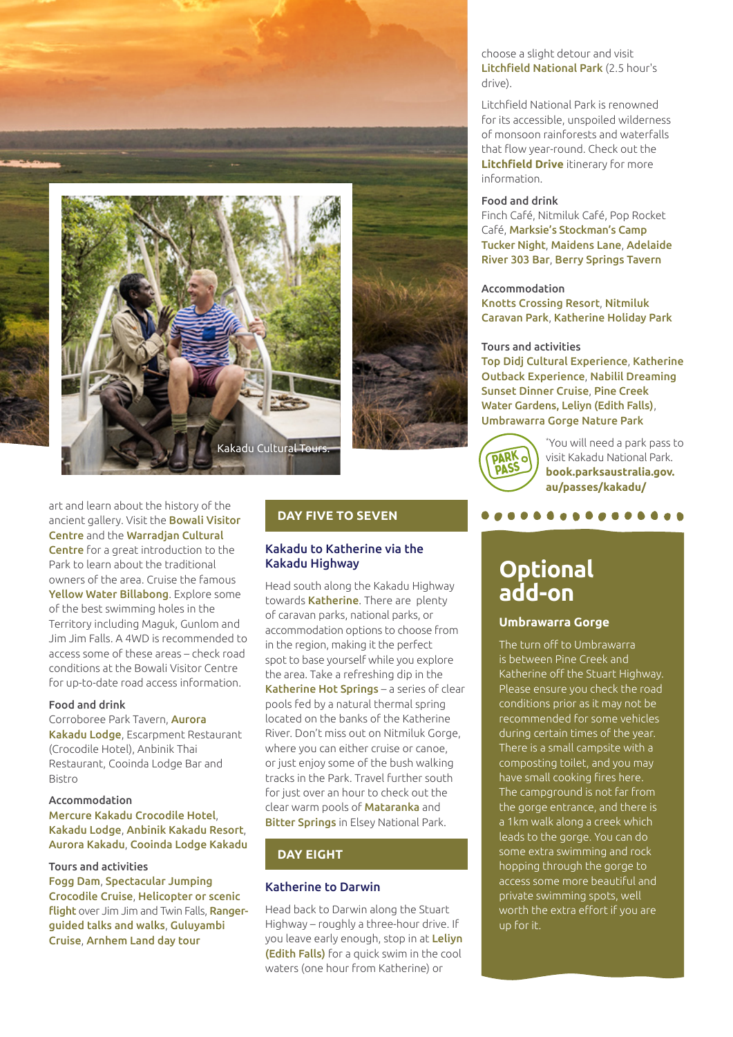Kakadu Cultural Tours.

art and learn about the history of the ancient gallery. Visit the Bowali Visitor Centre and the Warradjan Cultural Centre for a great introduction to the Park to learn about the traditional owners of the area. Cruise the famous Yellow Water Billabong. Explore some of the best swimming holes in the Territory including Maguk, Gunlom and Jim Jim Falls. A 4WD is recommended to access some of these areas – check road conditions at the Bowali Visitor Centre for up-to-date road access information.

**Food and drink**
Corroboree Park Tavern, Aurora Kakadu Lodge, Escarpment Restaurant (Crocodile Hotel), Anbinik Thai Restaurant, Cooinda Lodge Bar and Bistro

**Accommodation**
Mercure Kakadu Crocodile Hotel, Kakadu Lodge, Anbinik Kakadu Resort, Aurora Kakadu, Cooinda Lodge Kakadu

**Tours and activities**
Fogg Dam, Spectacular Jumping Crocodile Cruise, Helicopter or scenic flight over Jim Jim and Twin Falls, Ranger-guided talks and walks, Guluyambi Cruise, Arnhem Land day tour

## DAY FIVE TO SEVEN

### Kakadu to Katherine via the Kakadu Highway

Head south along the Kakadu Highway towards Katherine. There are plenty of caravan parks, national parks, or accommodation options to choose from in the region, making it the perfect spot to base yourself while you explore the area. Take a refreshing dip in the Katherine Hot Springs – a series of clear pools fed by a natural thermal spring located on the banks of the Katherine River. Don't miss out on Nitmiluk Gorge, where you can either cruise or canoe, or just enjoy some of the bush walking tracks in the Park. Travel further south for just over an hour to check out the clear warm pools of Mataranka and Bitter Springs in Elsey National Park.

## DAY EIGHT

### Katherine to Darwin

Head back to Darwin along the Stuart Highway – roughly a three-hour drive. If you leave early enough, stop in at Leliyn (Edith Falls) for a quick swim in the cool waters (one hour from Katherine) or choose a slight detour and visit Litchfield National Park (2.5 hour's drive).

Litchfield National Park is renowned for its accessible, unspoiled wilderness of monsoon rainforests and waterfalls that flow year-round. Check out the Litchfield Drive itinerary for more information.

**Food and drink**
Finch Café, Nitmiluk Café, Pop Rocket Café, Marksie's Stockman's Camp Tucker Night, Maidens Lane, Adelaide River 303 Bar, Berry Springs Tavern

**Accommodation**
Knotts Crossing Resort, Nitmiluk Caravan Park, Katherine Holiday Park

**Tours and activities**
Top Didj Cultural Experience, Katherine Outback Experience, Nabilil Dreaming Sunset Dinner Cruise, Pine Creek Water Gardens, Leliyn (Edith Falls), Umbrawarra Gorge Nature Park

PARK PASS

*You will need a park pass to visit Kakadu National Park. **book.parksaustralia.gov.au/passes/kakadu/**

## Optional add-on

### Umbrawarra Gorge

The turn off to Umbrawarra is between Pine Creek and Katherine off the Stuart Highway. Please ensure you check the road conditions prior as it may not be recommended for some vehicles during certain times of the year. There is a small campsite with a composting toilet, and you may have small cooking fires here. The campground is not far from the gorge entrance, and there is a 1km walk along a creek which leads to the gorge. You can do some extra swimming and rock hopping through the gorge to access some more beautiful and private swimming spots, well worth the extra effort if you are up for it.